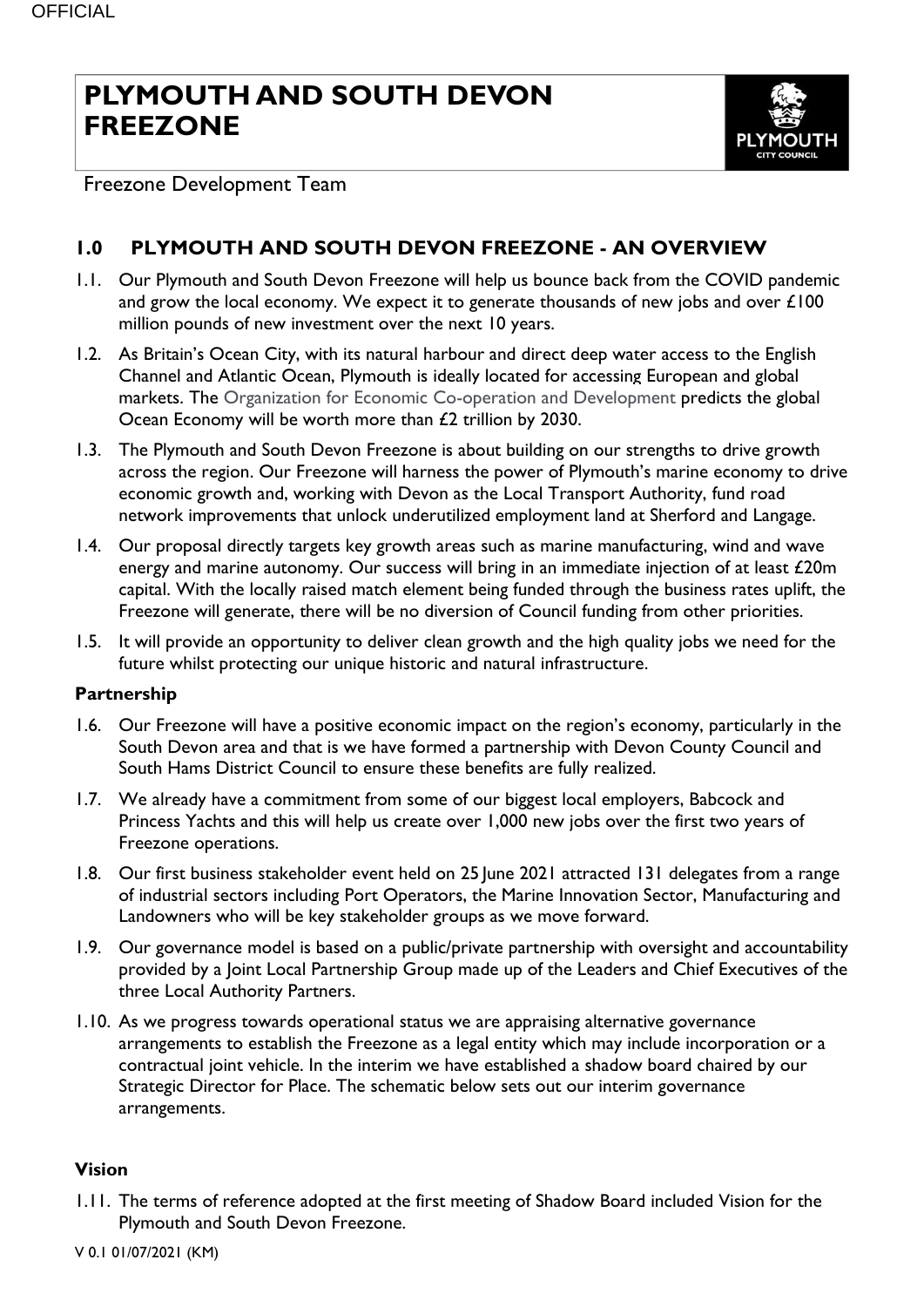# PLYMOUTH AND SOUTH DEVON FREEZONE

Freezone Development Team

## 1.0 PLYMOUTH AND SOUTH DEVON FREEZONE - AN OVERVIEW

1.1. Our Plymouth and South Devon Freezone will help us bounce back from the COVID pandemic and grow the local economy. We expect it to generate thousands of new jobs and over £100 million pounds of new investment over the next 10 years.

1.2. As Britain's Ocean City, with its natural harbour and direct deep water access to the English Channel and Atlantic Ocean, Plymouth is ideally located for accessing European and global markets. The Organization for Economic Co-operation and Development predicts the global Ocean Economy will be worth more than £2 trillion by 2030.

1.3. The Plymouth and South Devon Freezone is about building on our strengths to drive growth across the region. Our Freezone will harness the power of Plymouth's marine economy to drive economic growth and, working with Devon as the Local Transport Authority, fund road network improvements that unlock underutilized employment land at Sherford and Langage.

1.4. Our proposal directly targets key growth areas such as marine manufacturing, wind and wave energy and marine autonomy. Our success will bring in an immediate injection of at least £20m capital. With the locally raised match element being funded through the business rates uplift, the Freezone will generate, there will be no diversion of Council funding from other priorities.

1.5. It will provide an opportunity to deliver clean growth and the high quality jobs we need for the future whilst protecting our unique historic and natural infrastructure.

### Partnership

1.6. Our Freezone will have a positive economic impact on the region's economy, particularly in the South Devon area and that is we have formed a partnership with Devon County Council and South Hams District Council to ensure these benefits are fully realized.

1.7. We already have a commitment from some of our biggest local employers, Babcock and Princess Yachts and this will help us create over 1,000 new jobs over the first two years of Freezone operations.

1.8. Our first business stakeholder event held on 25 June 2021 attracted 131 delegates from a range of industrial sectors including Port Operators, the Marine Innovation Sector, Manufacturing and Landowners who will be key stakeholder groups as we move forward.

1.9. Our governance model is based on a public/private partnership with oversight and accountability provided by a Joint Local Partnership Group made up of the Leaders and Chief Executives of the three Local Authority Partners.

1.10. As we progress towards operational status we are appraising alternative governance arrangements to establish the Freezone as a legal entity which may include incorporation or a contractual joint vehicle. In the interim we have established a shadow board chaired by our Strategic Director for Place. The schematic below sets out our interim governance arrangements.

### Vision

1.11. The terms of reference adopted at the first meeting of Shadow Board included Vision for the Plymouth and South Devon Freezone.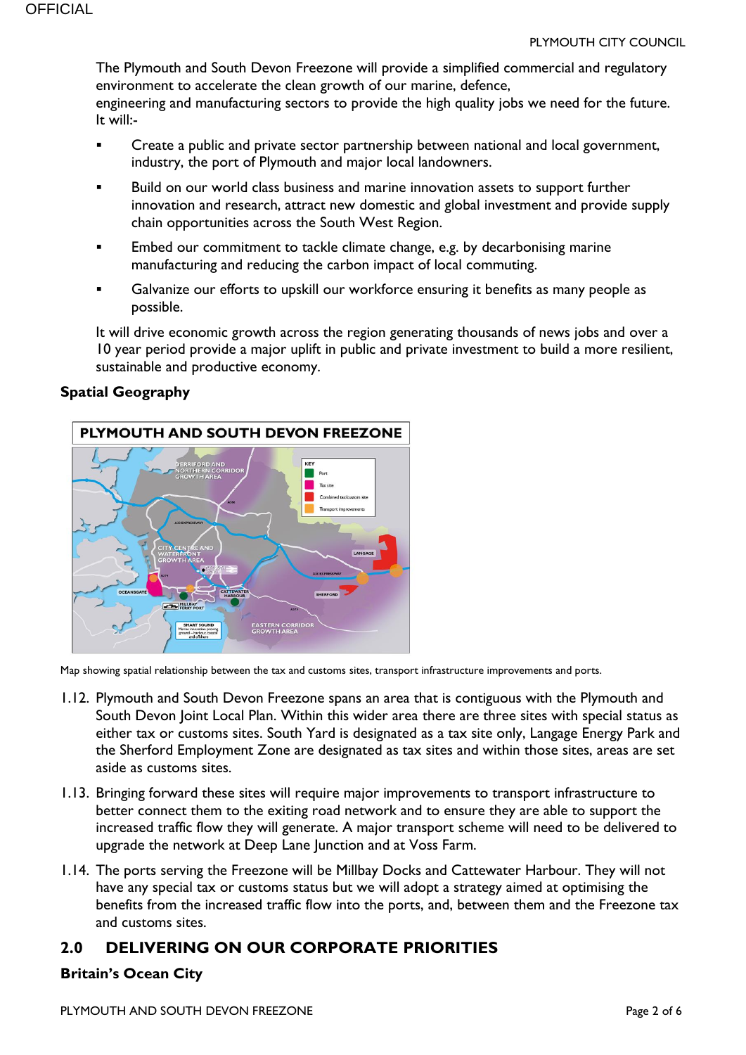The Plymouth and South Devon Freezone will provide a simplified commercial and regulatory environment to accelerate the clean growth of our marine, defence, engineering and manufacturing sectors to provide the high quality jobs we need for the future. It will:-

- Create a public and private sector partnership between national and local government, industry, the port of Plymouth and major local landowners.
- Build on our world class business and marine innovation assets to support further innovation and research, attract new domestic and global investment and provide supply chain opportunities across the South West Region.
- Embed our commitment to tackle climate change, e.g. by decarbonising marine manufacturing and reducing the carbon impact of local commuting.
- Galvanize our efforts to upskill our workforce ensuring it benefits as many people as possible.

It will drive economic growth across the region generating thousands of news jobs and over a 10 year period provide a major uplift in public and private investment to build a more resilient, sustainable and productive economy.

**Spatial Geography**

Map showing spatial relationship between the tax and customs sites, transport infrastructure improvements and ports.

1.12. Plymouth and South Devon Freezone spans an area that is contiguous with the Plymouth and South Devon Joint Local Plan. Within this wider area there are three sites with special status as either tax or customs sites. South Yard is designated as a tax site only, Langage Energy Park and the Sherford Employment Zone are designated as tax sites and within those sites, areas are set aside as customs sites.

1.13. Bringing forward these sites will require major improvements to transport infrastructure to better connect them to the exiting road network and to ensure they are able to support the increased traffic flow they will generate. A major transport scheme will need to be delivered to upgrade the network at Deep Lane Junction and at Voss Farm.

1.14. The ports serving the Freezone will be Millbay Docks and Cattewater Harbour. They will not have any special tax or customs status but we will adopt a strategy aimed at optimising the benefits from the increased traffic flow into the ports, and, between them and the Freezone tax and customs sites.

## 2.0 DELIVERING ON OUR CORPORATE PRIORITIES

**Britain's Ocean City**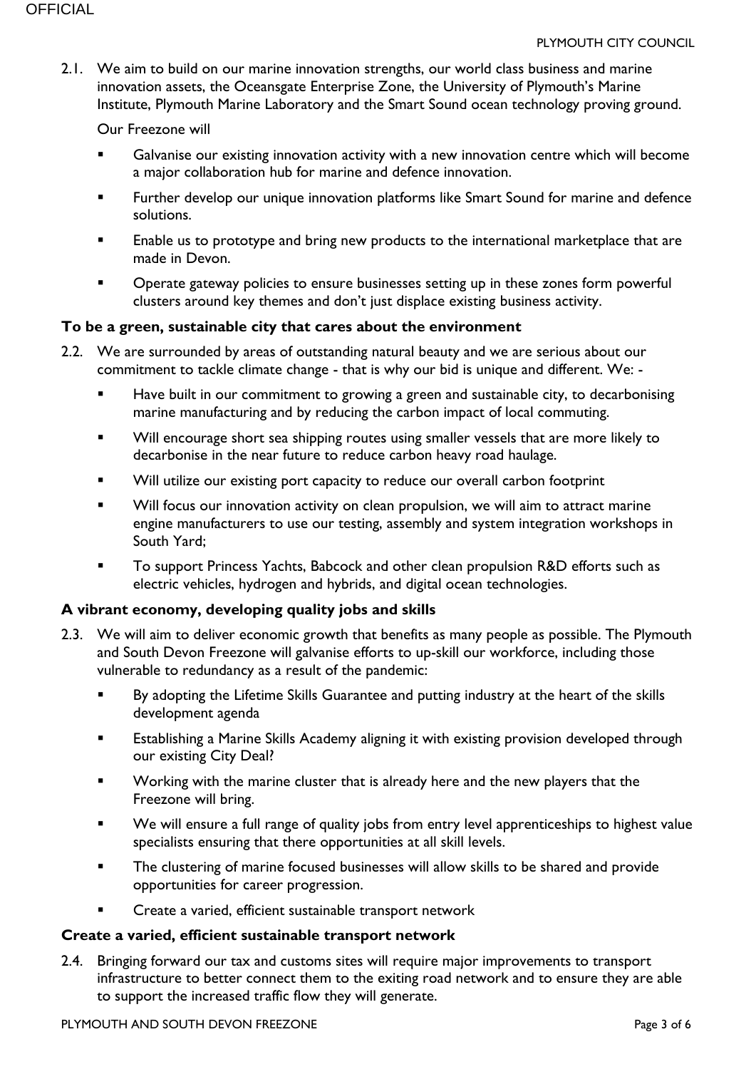2.1. We aim to build on our marine innovation strengths, our world class business and marine innovation assets, the Oceansgate Enterprise Zone, the University of Plymouth's Marine Institute, Plymouth Marine Laboratory and the Smart Sound ocean technology proving ground.

Our Freezone will

- Galvanise our existing innovation activity with a new innovation centre which will become a major collaboration hub for marine and defence innovation.
- Further develop our unique innovation platforms like Smart Sound for marine and defence solutions.
- Enable us to prototype and bring new products to the international marketplace that are made in Devon.
- Operate gateway policies to ensure businesses setting up in these zones form powerful clusters around key themes and don't just displace existing business activity.

### To be a green, sustainable city that cares about the environment

2.2. We are surrounded by areas of outstanding natural beauty and we are serious about our commitment to tackle climate change - that is why our bid is unique and different. We: -

- Have built in our commitment to growing a green and sustainable city, to decarbonising marine manufacturing and by reducing the carbon impact of local commuting.
- Will encourage short sea shipping routes using smaller vessels that are more likely to decarbonise in the near future to reduce carbon heavy road haulage.
- Will utilize our existing port capacity to reduce our overall carbon footprint
- Will focus our innovation activity on clean propulsion, we will aim to attract marine engine manufacturers to use our testing, assembly and system integration workshops in South Yard;
- To support Princess Yachts, Babcock and other clean propulsion R&D efforts such as electric vehicles, hydrogen and hybrids, and digital ocean technologies.

### A vibrant economy, developing quality jobs and skills

2.3. We will aim to deliver economic growth that benefits as many people as possible. The Plymouth and South Devon Freezone will galvanise efforts to up-skill our workforce, including those vulnerable to redundancy as a result of the pandemic:

- By adopting the Lifetime Skills Guarantee and putting industry at the heart of the skills development agenda
- Establishing a Marine Skills Academy aligning it with existing provision developed through our existing City Deal?
- Working with the marine cluster that is already here and the new players that the Freezone will bring.
- We will ensure a full range of quality jobs from entry level apprenticeships to highest value specialists ensuring that there opportunities at all skill levels.
- The clustering of marine focused businesses will allow skills to be shared and provide opportunities for career progression.
- Create a varied, efficient sustainable transport network

### Create a varied, efficient sustainable transport network

2.4. Bringing forward our tax and customs sites will require major improvements to transport infrastructure to better connect them to the exiting road network and to ensure they are able to support the increased traffic flow they will generate.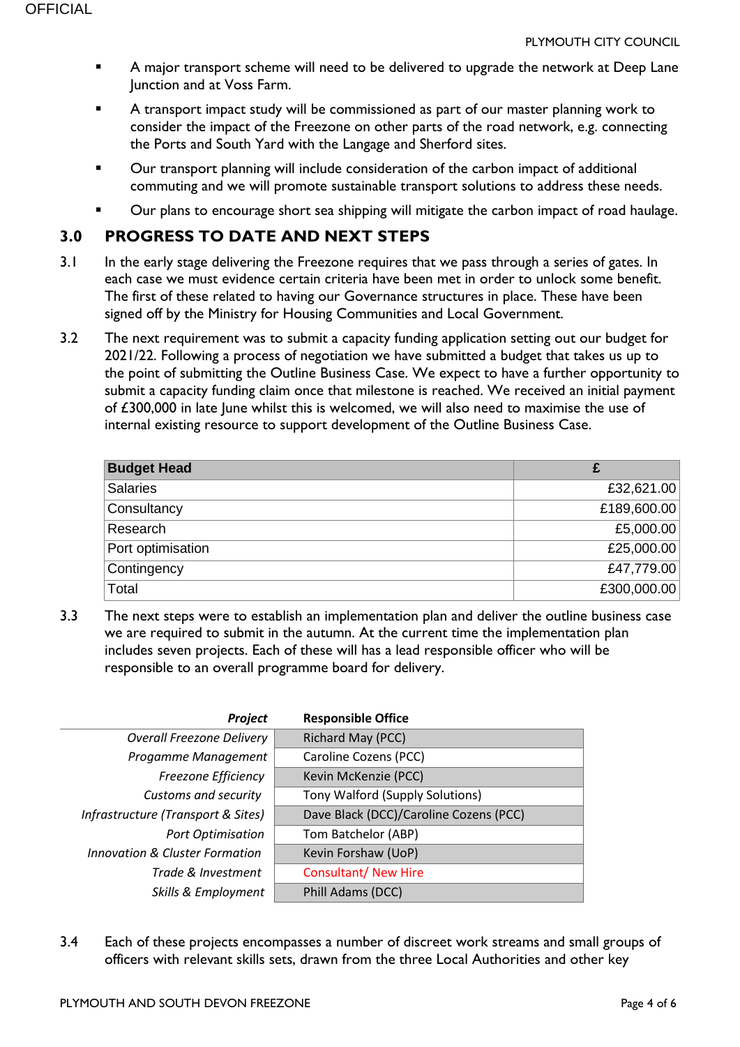- A major transport scheme will need to be delivered to upgrade the network at Deep Lane Junction and at Voss Farm.
- A transport impact study will be commissioned as part of our master planning work to consider the impact of the Freezone on other parts of the road network, e.g. connecting the Ports and South Yard with the Langage and Sherford sites.
- Our transport planning will include consideration of the carbon impact of additional commuting and we will promote sustainable transport solutions to address these needs.
- Our plans to encourage short sea shipping will mitigate the carbon impact of road haulage.

## 3.0 PROGRESS TO DATE AND NEXT STEPS

3.1 In the early stage delivering the Freezone requires that we pass through a series of gates. In each case we must evidence certain criteria have been met in order to unlock some benefit. The first of these related to having our Governance structures in place. These have been signed off by the Ministry for Housing Communities and Local Government.

3.2 The next requirement was to submit a capacity funding application setting out our budget for 2021/22. Following a process of negotiation we have submitted a budget that takes us up to the point of submitting the Outline Business Case. We expect to have a further opportunity to submit a capacity funding claim once that milestone is reached. We received an initial payment of £300,000 in late June whilst this is welcomed, we will also need to maximise the use of internal existing resource to support development of the Outline Business Case.

| Budget Head | £ |
|---|---|
| Salaries | £32,621.00 |
| Consultancy | £189,600.00 |
| Research | £5,000.00 |
| Port optimisation | £25,000.00 |
| Contingency | £47,779.00 |
| Total | £300,000.00 |

3.3 The next steps were to establish an implementation plan and deliver the outline business case we are required to submit in the autumn. At the current time the implementation plan includes seven projects. Each of these will has a lead responsible officer who will be responsible to an overall programme board for delivery.

| *Project* | Responsible Office |
|---|---|
| *Overall Freezone Delivery* | Richard May (PCC) |
| *Progamme Management* | Caroline Cozens (PCC) |
| *Freezone Efficiency* | Kevin McKenzie (PCC) |
| *Customs and security* | Tony Walford (Supply Solutions) |
| *Infrastructure (Transport & Sites)* | Dave Black (DCC)/Caroline Cozens (PCC) |
| *Port Optimisation* | Tom Batchelor (ABP) |
| *Innovation & Cluster Formation* | Kevin Forshaw (UoP) |
| *Trade & Investment* | Consultant/ New Hire |
| *Skills & Employment* | Phill Adams (DCC) |

3.4 Each of these projects encompasses a number of discreet work streams and small groups of officers with relevant skills sets, drawn from the three Local Authorities and other key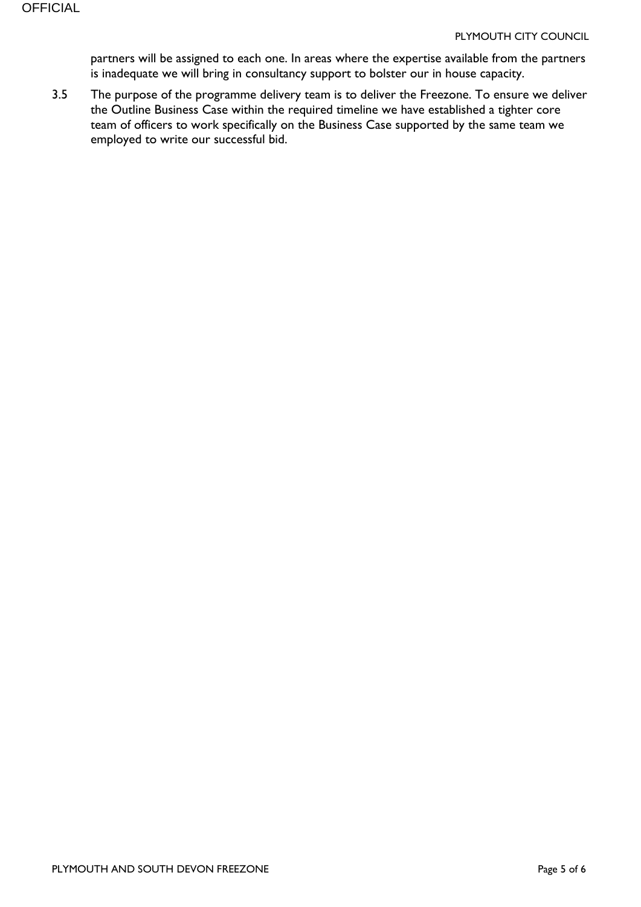partners will be assigned to each one. In areas where the expertise available from the partners is inadequate we will bring in consultancy support to bolster our in house capacity.

3.5 The purpose of the programme delivery team is to deliver the Freezone. To ensure we deliver the Outline Business Case within the required timeline we have established a tighter core team of officers to work specifically on the Business Case supported by the same team we employed to write our successful bid.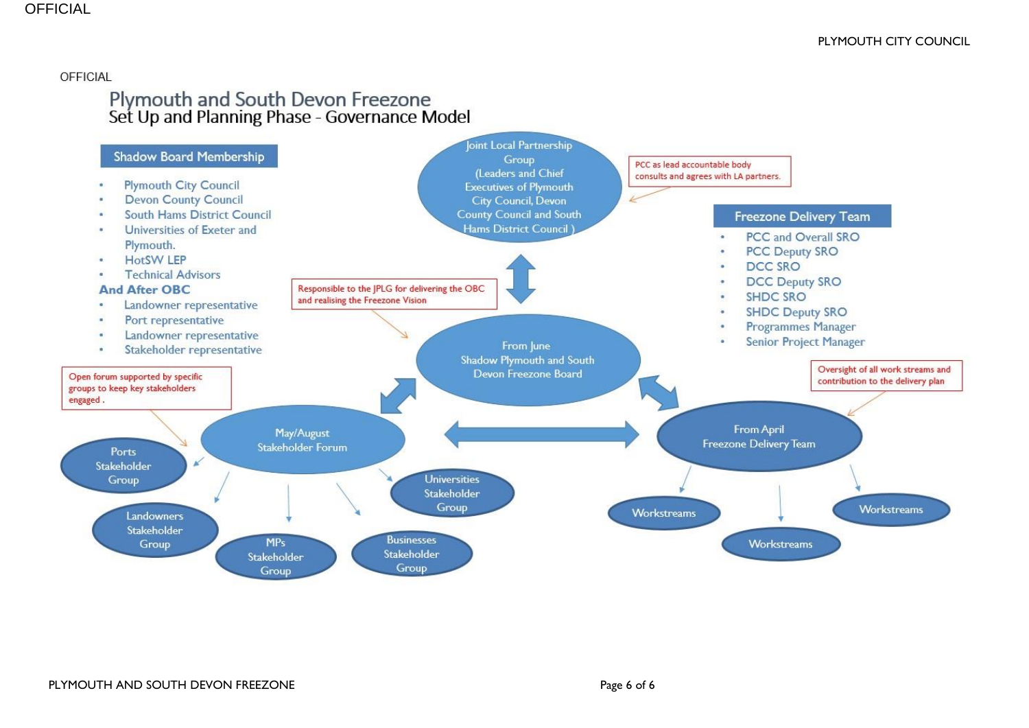# Plymouth and South Devon Freezone

## Set Up and Planning Phase - Governance Model

### Shadow Board Membership

- Plymouth City Council
- Devon County Council
- South Hams District Council
- Universities of Exeter and Plymouth.
- HotSW LEP
- Technical Advisors

**And After OBC**

- Landowner representative
- Port representative
- Landowner representative
- Stakeholder representative

Joint Local Partnership Group (Leaders and Chief Executives of Plymouth City Council, Devon County Council and South Hams District Council )

PCC as lead accountable body consults and agrees with LA partners.

Responsible to the JPLG for delivering the OBC and realising the Freezone Vision

From June Shadow Plymouth and South Devon Freezone Board

### Freezone Delivery Team

- PCC and Overall SRO
- PCC Deputy SRO
- DCC SRO
- DCC Deputy SRO
- SHDC SRO
- SHDC Deputy SRO
- Programmes Manager
- Senior Project Manager

Oversight of all work streams and contribution to the delivery plan

From April Freezone Delivery Team

Workstreams

Workstreams

Workstreams

Open forum supported by specific groups to keep key stakeholders engaged .

May/August Stakeholder Forum

Ports Stakeholder Group

Landowners Stakeholder Group

MPs Stakeholder Group

Businesses Stakeholder Group

Universities Stakeholder Group